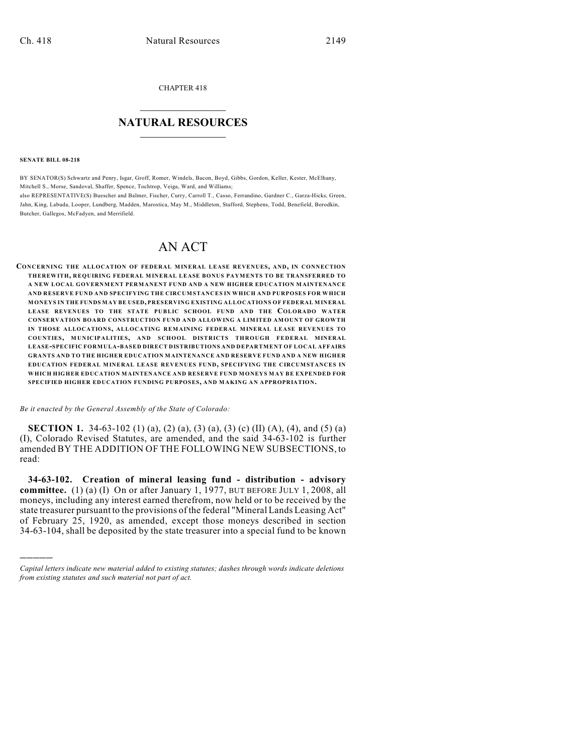CHAPTER 418

## NATURAL RESOURCES

**SENATE BILL 08-218**

BY SENATOR(S) Schwartz and Penry, Isgar, Groff, Romer, Windels, Bacon, Boyd, Gibbs, Gordon, Keller, Kester, McElhany, Mitchell S., Morse, Sandoval, Shaffer, Spence, Tochtrop, Veiga, Ward, and Williams;
also REPRESENTATIVE(S) Buescher and Balmer, Fischer, Curry, Carroll T., Casso, Ferrandino, Gardner C., Garza-Hicks, Green, Jahn, King, Labuda, Looper, Lundberg, Madden, Marostica, May M., Middleton, Stafford, Stephens, Todd, Benefield, Borodkin, Butcher, Gallegos, McFadyen, and Merrifield.

# AN ACT

**CONCERNING THE ALLOCATION OF FEDERAL MINERAL LEASE REVENUES, AND, IN CONNECTION THEREWITH, REQUIRING FEDERAL MINERAL LEASE BONUS PAYMENTS TO BE TRANSFERRED TO A NEW LOCAL GOVERNMENT PERMANENT FUND AND A NEW HIGHER EDUCATION MAINTENANCE AND RESERVE FUND AND SPECIFYING THE CIRCUMSTANCES IN WHICH AND PURPOSES FOR WHICH MONEYS IN THE FUNDS MAY BE USED, PRESERVING EXISTING ALLOCATIONS OF FEDERAL MINERAL LEASE REVENUES TO THE STATE PUBLIC SCHOOL FUND AND THE COLORADO WATER CONSERVATION BOARD CONSTRUCTION FUND AND ALLOWING A LIMITED AMOUNT OF GROWTH IN THOSE ALLOCATIONS, ALLOCATING REMAINING FEDERAL MINERAL LEASE REVENUES TO COUNTIES, MUNICIPALITIES, AND SCHOOL DISTRICTS THROUGH FEDERAL MINERAL LEASE-SPECIFIC FORMULA-BASED DIRECT DISTRIBUTIONS AND DEPARTMENT OF LOCAL AFFAIRS GRANTS AND TO THE HIGHER EDUCATION MAINTENANCE AND RESERVE FUND AND A NEW HIGHER EDUCATION FEDERAL MINERAL LEASE REVENUES FUND, SPECIFYING THE CIRCUMSTANCES IN WHICH HIGHER EDUCATION MAINTENANCE AND RESERVE FUND MONEYS MAY BE EXPENDED FOR SPECIFIED HIGHER EDUCATION FUNDING PURPOSES, AND MAKING AN APPROPRIATION.**

*Be it enacted by the General Assembly of the State of Colorado:*

**SECTION 1.** 34-63-102 (1) (a), (2) (a), (3) (a), (3) (c) (II) (A), (4), and (5) (a) (I), Colorado Revised Statutes, are amended, and the said 34-63-102 is further amended BY THE ADDITION OF THE FOLLOWING NEW SUBSECTIONS, to read:

**34-63-102. Creation of mineral leasing fund - distribution - advisory committee.** (1) (a) (I) On or after January 1, 1977, BUT BEFORE JULY 1, 2008, all moneys, including any interest earned therefrom, now held or to be received by the state treasurer pursuant to the provisions of the federal "Mineral Lands Leasing Act" of February 25, 1920, as amended, except those moneys described in section 34-63-104, shall be deposited by the state treasurer into a special fund to be known

---

*Capital letters indicate new material added to existing statutes; dashes through words indicate deletions from existing statutes and such material not part of act.*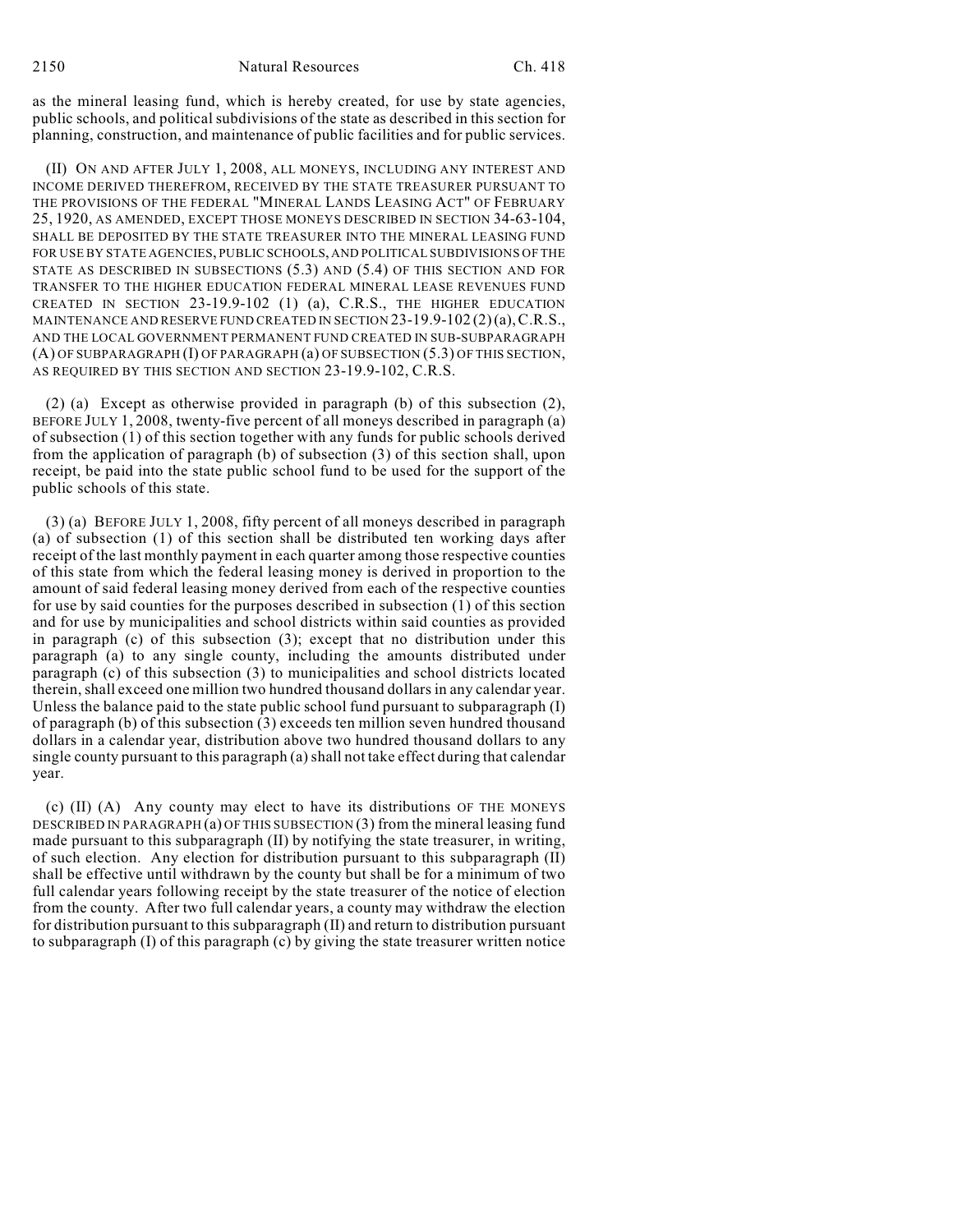as the mineral leasing fund, which is hereby created, for use by state agencies, public schools, and political subdivisions of the state as described in this section for planning, construction, and maintenance of public facilities and for public services.

(II) ON AND AFTER JULY 1, 2008, ALL MONEYS, INCLUDING ANY INTEREST AND INCOME DERIVED THEREFROM, RECEIVED BY THE STATE TREASURER PURSUANT TO THE PROVISIONS OF THE FEDERAL "MINERAL LANDS LEASING ACT" OF FEBRUARY 25, 1920, AS AMENDED, EXCEPT THOSE MONEYS DESCRIBED IN SECTION 34-63-104, SHALL BE DEPOSITED BY THE STATE TREASURER INTO THE MINERAL LEASING FUND FOR USE BY STATE AGENCIES, PUBLIC SCHOOLS, AND POLITICAL SUBDIVISIONS OF THE STATE AS DESCRIBED IN SUBSECTIONS (5.3) AND (5.4) OF THIS SECTION AND FOR TRANSFER TO THE HIGHER EDUCATION FEDERAL MINERAL LEASE REVENUES FUND CREATED IN SECTION 23-19.9-102 (1) (a), C.R.S., THE HIGHER EDUCATION MAINTENANCE AND RESERVE FUND CREATED IN SECTION 23-19.9-102 (2) (a), C.R.S., AND THE LOCAL GOVERNMENT PERMANENT FUND CREATED IN SUB-SUBPARAGRAPH (A) OF SUBPARAGRAPH (I) OF PARAGRAPH (a) OF SUBSECTION (5.3) OF THIS SECTION, AS REQUIRED BY THIS SECTION AND SECTION 23-19.9-102, C.R.S.

(2) (a) Except as otherwise provided in paragraph (b) of this subsection (2), BEFORE JULY 1, 2008, twenty-five percent of all moneys described in paragraph (a) of subsection (1) of this section together with any funds for public schools derived from the application of paragraph (b) of subsection (3) of this section shall, upon receipt, be paid into the state public school fund to be used for the support of the public schools of this state.

(3) (a) BEFORE JULY 1, 2008, fifty percent of all moneys described in paragraph (a) of subsection (1) of this section shall be distributed ten working days after receipt of the last monthly payment in each quarter among those respective counties of this state from which the federal leasing money is derived in proportion to the amount of said federal leasing money derived from each of the respective counties for use by said counties for the purposes described in subsection (1) of this section and for use by municipalities and school districts within said counties as provided in paragraph (c) of this subsection (3); except that no distribution under this paragraph (a) to any single county, including the amounts distributed under paragraph (c) of this subsection (3) to municipalities and school districts located therein, shall exceed one million two hundred thousand dollars in any calendar year. Unless the balance paid to the state public school fund pursuant to subparagraph (I) of paragraph (b) of this subsection (3) exceeds ten million seven hundred thousand dollars in a calendar year, distribution above two hundred thousand dollars to any single county pursuant to this paragraph (a) shall not take effect during that calendar year.

(c) (II) (A) Any county may elect to have its distributions OF THE MONEYS DESCRIBED IN PARAGRAPH (a) OF THIS SUBSECTION (3) from the mineral leasing fund made pursuant to this subparagraph (II) by notifying the state treasurer, in writing, of such election. Any election for distribution pursuant to this subparagraph (II) shall be effective until withdrawn by the county but shall be for a minimum of two full calendar years following receipt by the state treasurer of the notice of election from the county. After two full calendar years, a county may withdraw the election for distribution pursuant to this subparagraph (II) and return to distribution pursuant to subparagraph (I) of this paragraph (c) by giving the state treasurer written notice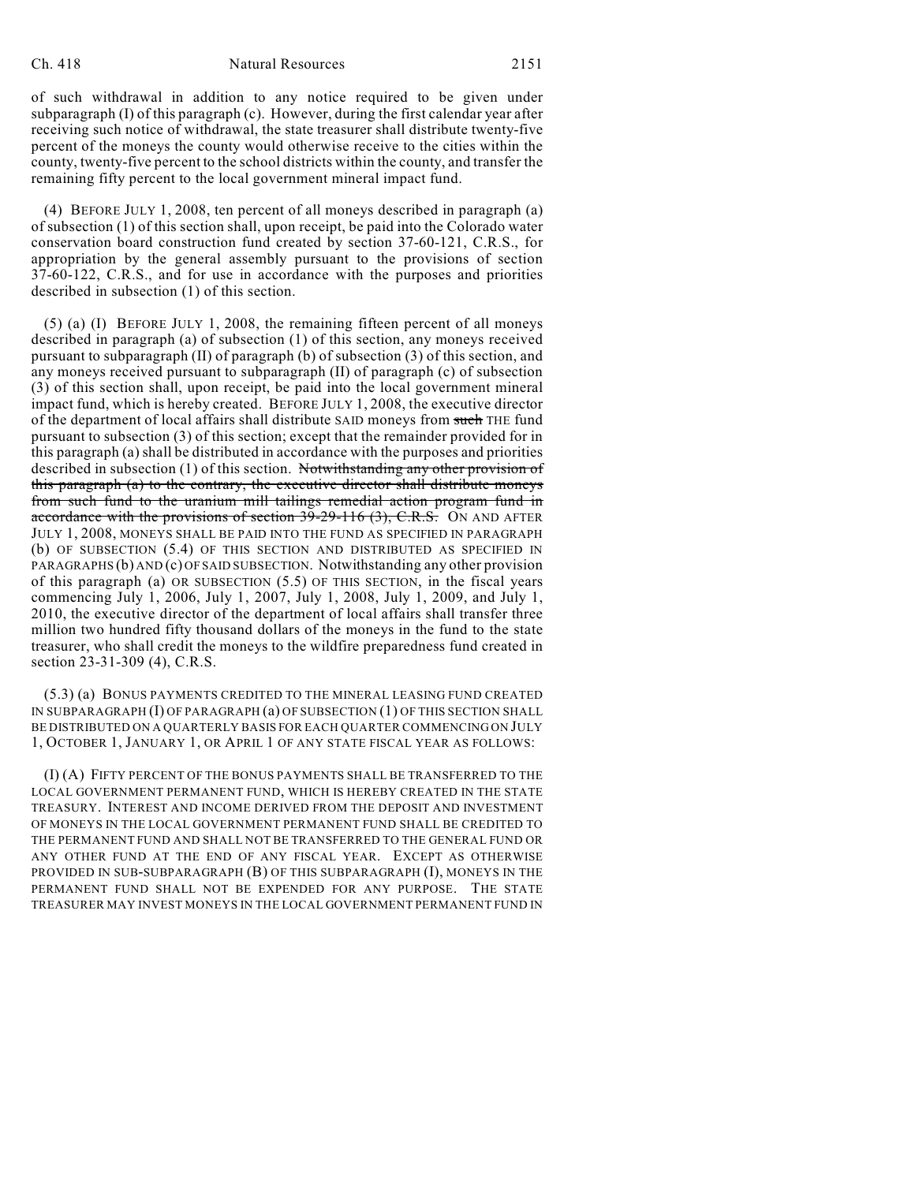of such withdrawal in addition to any notice required to be given under subparagraph (I) of this paragraph (c). However, during the first calendar year after receiving such notice of withdrawal, the state treasurer shall distribute twenty-five percent of the moneys the county would otherwise receive to the cities within the county, twenty-five percent to the school districts within the county, and transfer the remaining fifty percent to the local government mineral impact fund.

(4) BEFORE JULY 1, 2008, ten percent of all moneys described in paragraph (a) of subsection (1) of this section shall, upon receipt, be paid into the Colorado water conservation board construction fund created by section 37-60-121, C.R.S., for appropriation by the general assembly pursuant to the provisions of section 37-60-122, C.R.S., and for use in accordance with the purposes and priorities described in subsection (1) of this section.

(5) (a) (I) BEFORE JULY 1, 2008, the remaining fifteen percent of all moneys described in paragraph (a) of subsection (1) of this section, any moneys received pursuant to subparagraph (II) of paragraph (b) of subsection (3) of this section, and any moneys received pursuant to subparagraph (II) of paragraph (c) of subsection (3) of this section shall, upon receipt, be paid into the local government mineral impact fund, which is hereby created. BEFORE JULY 1, 2008, the executive director of the department of local affairs shall distribute SAID moneys from ~~such~~ THE fund pursuant to subsection (3) of this section; except that the remainder provided for in this paragraph (a) shall be distributed in accordance with the purposes and priorities described in subsection (1) of this section. ~~Notwithstanding any other provision of this paragraph (a) to the contrary, the executive director shall distribute moneys from such fund to the uranium mill tailings remedial action program fund in accordance with the provisions of section 39-29-116 (3), C.R.S.~~ ON AND AFTER JULY 1, 2008, MONEYS SHALL BE PAID INTO THE FUND AS SPECIFIED IN PARAGRAPH (b) OF SUBSECTION (5.4) OF THIS SECTION AND DISTRIBUTED AS SPECIFIED IN PARAGRAPHS (b) AND (c) OF SAID SUBSECTION. Notwithstanding any other provision of this paragraph (a) OR SUBSECTION (5.5) OF THIS SECTION, in the fiscal years commencing July 1, 2006, July 1, 2007, July 1, 2008, July 1, 2009, and July 1, 2010, the executive director of the department of local affairs shall transfer three million two hundred fifty thousand dollars of the moneys in the fund to the state treasurer, who shall credit the moneys to the wildfire preparedness fund created in section 23-31-309 (4), C.R.S.

(5.3) (a) BONUS PAYMENTS CREDITED TO THE MINERAL LEASING FUND CREATED IN SUBPARAGRAPH (I) OF PARAGRAPH (a) OF SUBSECTION (1) OF THIS SECTION SHALL BE DISTRIBUTED ON A QUARTERLY BASIS FOR EACH QUARTER COMMENCING ON JULY 1, OCTOBER 1, JANUARY 1, OR APRIL 1 OF ANY STATE FISCAL YEAR AS FOLLOWS:

(I) (A) FIFTY PERCENT OF THE BONUS PAYMENTS SHALL BE TRANSFERRED TO THE LOCAL GOVERNMENT PERMANENT FUND, WHICH IS HEREBY CREATED IN THE STATE TREASURY. INTEREST AND INCOME DERIVED FROM THE DEPOSIT AND INVESTMENT OF MONEYS IN THE LOCAL GOVERNMENT PERMANENT FUND SHALL BE CREDITED TO THE PERMANENT FUND AND SHALL NOT BE TRANSFERRED TO THE GENERAL FUND OR ANY OTHER FUND AT THE END OF ANY FISCAL YEAR. EXCEPT AS OTHERWISE PROVIDED IN SUB-SUBPARAGRAPH (B) OF THIS SUBPARAGRAPH (I), MONEYS IN THE PERMANENT FUND SHALL NOT BE EXPENDED FOR ANY PURPOSE. THE STATE TREASURER MAY INVEST MONEYS IN THE LOCAL GOVERNMENT PERMANENT FUND IN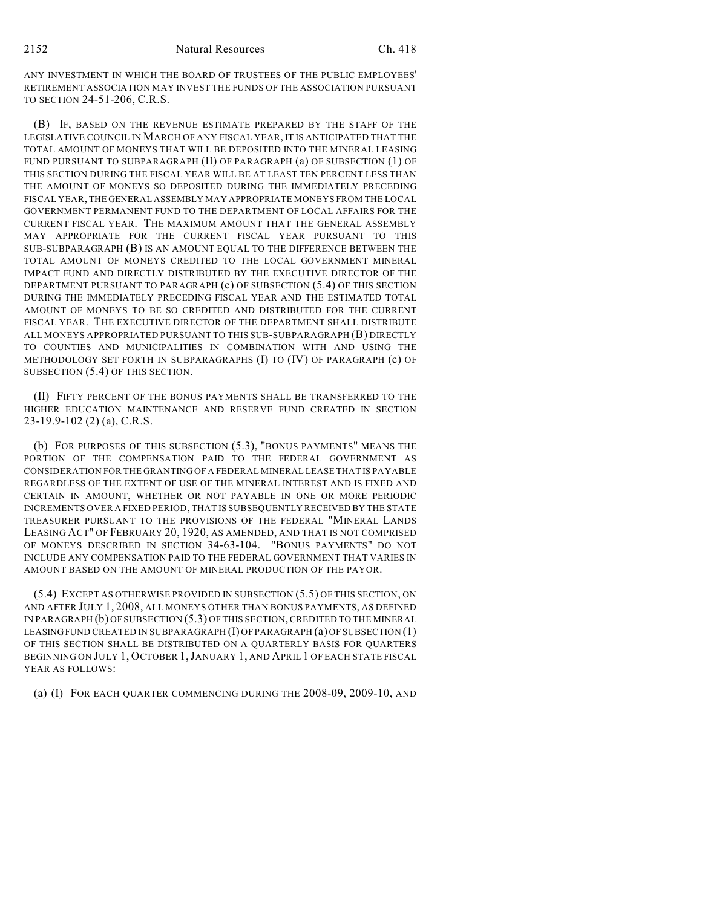ANY INVESTMENT IN WHICH THE BOARD OF TRUSTEES OF THE PUBLIC EMPLOYEES' RETIREMENT ASSOCIATION MAY INVEST THE FUNDS OF THE ASSOCIATION PURSUANT TO SECTION 24-51-206, C.R.S.

(B) IF, BASED ON THE REVENUE ESTIMATE PREPARED BY THE STAFF OF THE LEGISLATIVE COUNCIL IN MARCH OF ANY FISCAL YEAR, IT IS ANTICIPATED THAT THE TOTAL AMOUNT OF MONEYS THAT WILL BE DEPOSITED INTO THE MINERAL LEASING FUND PURSUANT TO SUBPARAGRAPH (II) OF PARAGRAPH (a) OF SUBSECTION (1) OF THIS SECTION DURING THE FISCAL YEAR WILL BE AT LEAST TEN PERCENT LESS THAN THE AMOUNT OF MONEYS SO DEPOSITED DURING THE IMMEDIATELY PRECEDING FISCAL YEAR, THE GENERAL ASSEMBLY MAY APPROPRIATE MONEYS FROM THE LOCAL GOVERNMENT PERMANENT FUND TO THE DEPARTMENT OF LOCAL AFFAIRS FOR THE CURRENT FISCAL YEAR. THE MAXIMUM AMOUNT THAT THE GENERAL ASSEMBLY MAY APPROPRIATE FOR THE CURRENT FISCAL YEAR PURSUANT TO THIS SUB-SUBPARAGRAPH (B) IS AN AMOUNT EQUAL TO THE DIFFERENCE BETWEEN THE TOTAL AMOUNT OF MONEYS CREDITED TO THE LOCAL GOVERNMENT MINERAL IMPACT FUND AND DIRECTLY DISTRIBUTED BY THE EXECUTIVE DIRECTOR OF THE DEPARTMENT PURSUANT TO PARAGRAPH (c) OF SUBSECTION (5.4) OF THIS SECTION DURING THE IMMEDIATELY PRECEDING FISCAL YEAR AND THE ESTIMATED TOTAL AMOUNT OF MONEYS TO BE SO CREDITED AND DISTRIBUTED FOR THE CURRENT FISCAL YEAR. THE EXECUTIVE DIRECTOR OF THE DEPARTMENT SHALL DISTRIBUTE ALL MONEYS APPROPRIATED PURSUANT TO THIS SUB-SUBPARAGRAPH (B) DIRECTLY TO COUNTIES AND MUNICIPALITIES IN COMBINATION WITH AND USING THE METHODOLOGY SET FORTH IN SUBPARAGRAPHS (I) TO (IV) OF PARAGRAPH (c) OF SUBSECTION (5.4) OF THIS SECTION.

(II) FIFTY PERCENT OF THE BONUS PAYMENTS SHALL BE TRANSFERRED TO THE HIGHER EDUCATION MAINTENANCE AND RESERVE FUND CREATED IN SECTION 23-19.9-102 (2) (a), C.R.S.

(b) FOR PURPOSES OF THIS SUBSECTION (5.3), "BONUS PAYMENTS" MEANS THE PORTION OF THE COMPENSATION PAID TO THE FEDERAL GOVERNMENT AS CONSIDERATION FOR THE GRANTING OF A FEDERAL MINERAL LEASE THAT IS PAYABLE REGARDLESS OF THE EXTENT OF USE OF THE MINERAL INTEREST AND IS FIXED AND CERTAIN IN AMOUNT, WHETHER OR NOT PAYABLE IN ONE OR MORE PERIODIC INCREMENTS OVER A FIXED PERIOD, THAT IS SUBSEQUENTLY RECEIVED BY THE STATE TREASURER PURSUANT TO THE PROVISIONS OF THE FEDERAL "MINERAL LANDS LEASING ACT" OF FEBRUARY 20, 1920, AS AMENDED, AND THAT IS NOT COMPRISED OF MONEYS DESCRIBED IN SECTION 34-63-104. "BONUS PAYMENTS" DO NOT INCLUDE ANY COMPENSATION PAID TO THE FEDERAL GOVERNMENT THAT VARIES IN AMOUNT BASED ON THE AMOUNT OF MINERAL PRODUCTION OF THE PAYOR.

(5.4) EXCEPT AS OTHERWISE PROVIDED IN SUBSECTION (5.5) OF THIS SECTION, ON AND AFTER JULY 1, 2008, ALL MONEYS OTHER THAN BONUS PAYMENTS, AS DEFINED IN PARAGRAPH (b) OF SUBSECTION (5.3) OF THIS SECTION, CREDITED TO THE MINERAL LEASING FUND CREATED IN SUBPARAGRAPH (I) OF PARAGRAPH (a) OF SUBSECTION (1) OF THIS SECTION SHALL BE DISTRIBUTED ON A QUARTERLY BASIS FOR QUARTERS BEGINNING ON JULY 1, OCTOBER 1, JANUARY 1, AND APRIL 1 OF EACH STATE FISCAL YEAR AS FOLLOWS:

(a) (I) FOR EACH QUARTER COMMENCING DURING THE 2008-09, 2009-10, AND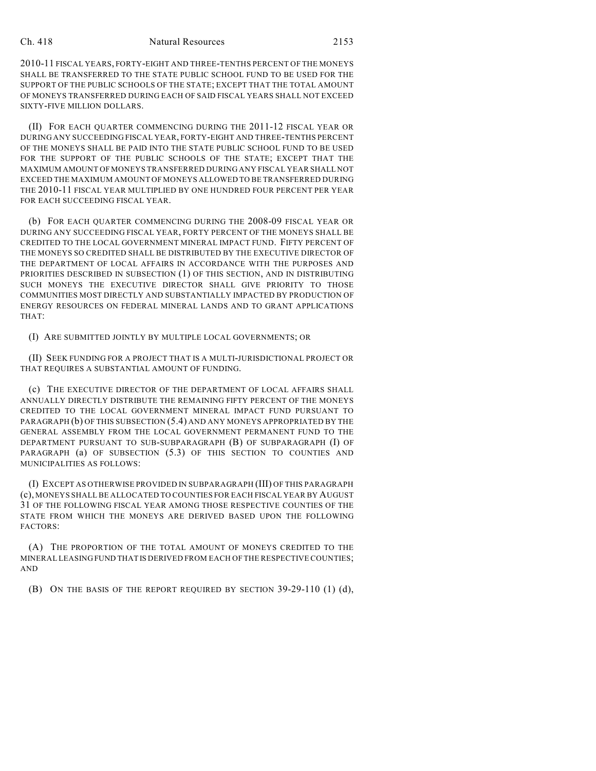2010-11 FISCAL YEARS, FORTY-EIGHT AND THREE-TENTHS PERCENT OF THE MONEYS SHALL BE TRANSFERRED TO THE STATE PUBLIC SCHOOL FUND TO BE USED FOR THE SUPPORT OF THE PUBLIC SCHOOLS OF THE STATE; EXCEPT THAT THE TOTAL AMOUNT OF MONEYS TRANSFERRED DURING EACH OF SAID FISCAL YEARS SHALL NOT EXCEED SIXTY-FIVE MILLION DOLLARS.

(II) FOR EACH QUARTER COMMENCING DURING THE 2011-12 FISCAL YEAR OR DURING ANY SUCCEEDING FISCAL YEAR, FORTY-EIGHT AND THREE-TENTHS PERCENT OF THE MONEYS SHALL BE PAID INTO THE STATE PUBLIC SCHOOL FUND TO BE USED FOR THE SUPPORT OF THE PUBLIC SCHOOLS OF THE STATE; EXCEPT THAT THE MAXIMUM AMOUNT OF MONEYS TRANSFERRED DURING ANY FISCAL YEAR SHALL NOT EXCEED THE MAXIMUM AMOUNT OF MONEYS ALLOWED TO BE TRANSFERRED DURING THE 2010-11 FISCAL YEAR MULTIPLIED BY ONE HUNDRED FOUR PERCENT PER YEAR FOR EACH SUCCEEDING FISCAL YEAR.

(b) FOR EACH QUARTER COMMENCING DURING THE 2008-09 FISCAL YEAR OR DURING ANY SUCCEEDING FISCAL YEAR, FORTY PERCENT OF THE MONEYS SHALL BE CREDITED TO THE LOCAL GOVERNMENT MINERAL IMPACT FUND. FIFTY PERCENT OF THE MONEYS SO CREDITED SHALL BE DISTRIBUTED BY THE EXECUTIVE DIRECTOR OF THE DEPARTMENT OF LOCAL AFFAIRS IN ACCORDANCE WITH THE PURPOSES AND PRIORITIES DESCRIBED IN SUBSECTION (1) OF THIS SECTION, AND IN DISTRIBUTING SUCH MONEYS THE EXECUTIVE DIRECTOR SHALL GIVE PRIORITY TO THOSE COMMUNITIES MOST DIRECTLY AND SUBSTANTIALLY IMPACTED BY PRODUCTION OF ENERGY RESOURCES ON FEDERAL MINERAL LANDS AND TO GRANT APPLICATIONS THAT:

(I) ARE SUBMITTED JOINTLY BY MULTIPLE LOCAL GOVERNMENTS; OR

(II) SEEK FUNDING FOR A PROJECT THAT IS A MULTI-JURISDICTIONAL PROJECT OR THAT REQUIRES A SUBSTANTIAL AMOUNT OF FUNDING.

(c) THE EXECUTIVE DIRECTOR OF THE DEPARTMENT OF LOCAL AFFAIRS SHALL ANNUALLY DIRECTLY DISTRIBUTE THE REMAINING FIFTY PERCENT OF THE MONEYS CREDITED TO THE LOCAL GOVERNMENT MINERAL IMPACT FUND PURSUANT TO PARAGRAPH (b) OF THIS SUBSECTION (5.4) AND ANY MONEYS APPROPRIATED BY THE GENERAL ASSEMBLY FROM THE LOCAL GOVERNMENT PERMANENT FUND TO THE DEPARTMENT PURSUANT TO SUB-SUBPARAGRAPH (B) OF SUBPARAGRAPH (I) OF PARAGRAPH (a) OF SUBSECTION (5.3) OF THIS SECTION TO COUNTIES AND MUNICIPALITIES AS FOLLOWS:

(I) EXCEPT AS OTHERWISE PROVIDED IN SUBPARAGRAPH (III) OF THIS PARAGRAPH (c), MONEYS SHALL BE ALLOCATED TO COUNTIES FOR EACH FISCAL YEAR BY AUGUST 31 OF THE FOLLOWING FISCAL YEAR AMONG THOSE RESPECTIVE COUNTIES OF THE STATE FROM WHICH THE MONEYS ARE DERIVED BASED UPON THE FOLLOWING FACTORS:

(A) THE PROPORTION OF THE TOTAL AMOUNT OF MONEYS CREDITED TO THE MINERAL LEASING FUND THAT IS DERIVED FROM EACH OF THE RESPECTIVE COUNTIES; AND

(B) ON THE BASIS OF THE REPORT REQUIRED BY SECTION 39-29-110 (1) (d),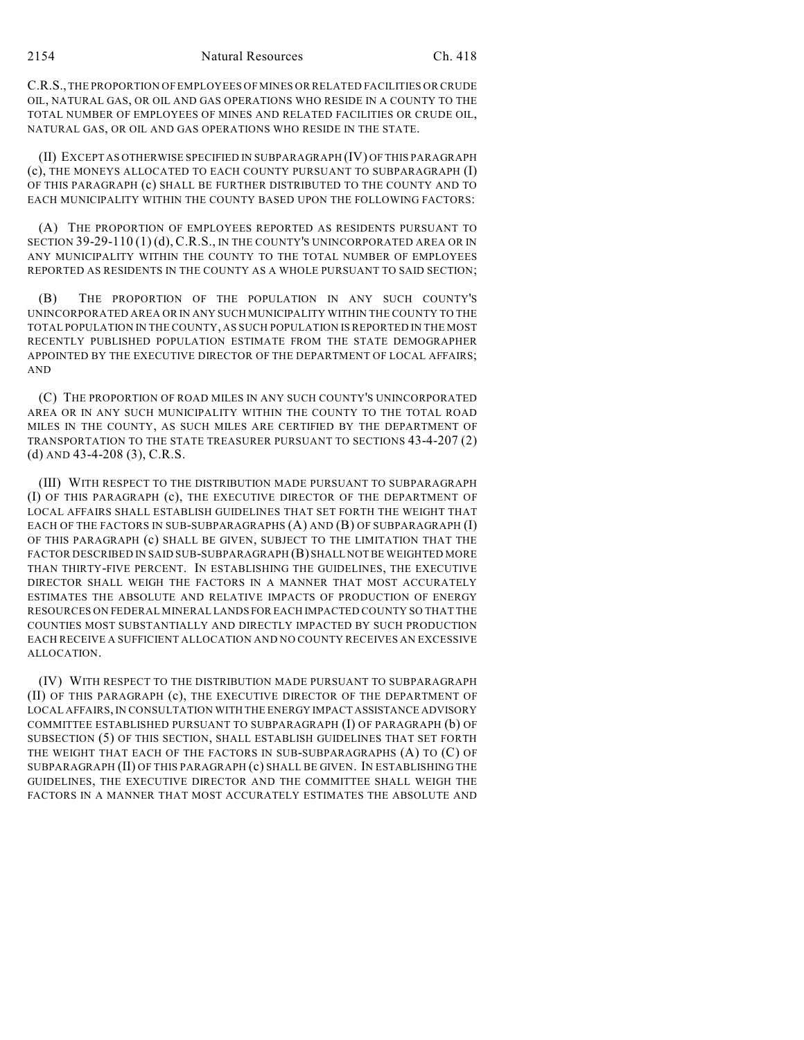C.R.S., THE PROPORTION OF EMPLOYEES OF MINES OR RELATED FACILITIES OR CRUDE OIL, NATURAL GAS, OR OIL AND GAS OPERATIONS WHO RESIDE IN A COUNTY TO THE TOTAL NUMBER OF EMPLOYEES OF MINES AND RELATED FACILITIES OR CRUDE OIL, NATURAL GAS, OR OIL AND GAS OPERATIONS WHO RESIDE IN THE STATE.

(II) EXCEPT AS OTHERWISE SPECIFIED IN SUBPARAGRAPH (IV) OF THIS PARAGRAPH (c), THE MONEYS ALLOCATED TO EACH COUNTY PURSUANT TO SUBPARAGRAPH (I) OF THIS PARAGRAPH (c) SHALL BE FURTHER DISTRIBUTED TO THE COUNTY AND TO EACH MUNICIPALITY WITHIN THE COUNTY BASED UPON THE FOLLOWING FACTORS:

(A) THE PROPORTION OF EMPLOYEES REPORTED AS RESIDENTS PURSUANT TO SECTION 39-29-110 (1) (d), C.R.S., IN THE COUNTY'S UNINCORPORATED AREA OR IN ANY MUNICIPALITY WITHIN THE COUNTY TO THE TOTAL NUMBER OF EMPLOYEES REPORTED AS RESIDENTS IN THE COUNTY AS A WHOLE PURSUANT TO SAID SECTION;

(B) THE PROPORTION OF THE POPULATION IN ANY SUCH COUNTY'S UNINCORPORATED AREA OR IN ANY SUCH MUNICIPALITY WITHIN THE COUNTY TO THE TOTAL POPULATION IN THE COUNTY, AS SUCH POPULATION IS REPORTED IN THE MOST RECENTLY PUBLISHED POPULATION ESTIMATE FROM THE STATE DEMOGRAPHER APPOINTED BY THE EXECUTIVE DIRECTOR OF THE DEPARTMENT OF LOCAL AFFAIRS; AND

(C) THE PROPORTION OF ROAD MILES IN ANY SUCH COUNTY'S UNINCORPORATED AREA OR IN ANY SUCH MUNICIPALITY WITHIN THE COUNTY TO THE TOTAL ROAD MILES IN THE COUNTY, AS SUCH MILES ARE CERTIFIED BY THE DEPARTMENT OF TRANSPORTATION TO THE STATE TREASURER PURSUANT TO SECTIONS 43-4-207 (2) (d) AND 43-4-208 (3), C.R.S.

(III) WITH RESPECT TO THE DISTRIBUTION MADE PURSUANT TO SUBPARAGRAPH (I) OF THIS PARAGRAPH (c), THE EXECUTIVE DIRECTOR OF THE DEPARTMENT OF LOCAL AFFAIRS SHALL ESTABLISH GUIDELINES THAT SET FORTH THE WEIGHT THAT EACH OF THE FACTORS IN SUB-SUBPARAGRAPHS (A) AND (B) OF SUBPARAGRAPH (I) OF THIS PARAGRAPH (c) SHALL BE GIVEN, SUBJECT TO THE LIMITATION THAT THE FACTOR DESCRIBED IN SAID SUB-SUBPARAGRAPH (B) SHALL NOT BE WEIGHTED MORE THAN THIRTY-FIVE PERCENT. IN ESTABLISHING THE GUIDELINES, THE EXECUTIVE DIRECTOR SHALL WEIGH THE FACTORS IN A MANNER THAT MOST ACCURATELY ESTIMATES THE ABSOLUTE AND RELATIVE IMPACTS OF PRODUCTION OF ENERGY RESOURCES ON FEDERAL MINERAL LANDS FOR EACH IMPACTED COUNTY SO THAT THE COUNTIES MOST SUBSTANTIALLY AND DIRECTLY IMPACTED BY SUCH PRODUCTION EACH RECEIVE A SUFFICIENT ALLOCATION AND NO COUNTY RECEIVES AN EXCESSIVE ALLOCATION.

(IV) WITH RESPECT TO THE DISTRIBUTION MADE PURSUANT TO SUBPARAGRAPH (II) OF THIS PARAGRAPH (c), THE EXECUTIVE DIRECTOR OF THE DEPARTMENT OF LOCAL AFFAIRS, IN CONSULTATION WITH THE ENERGY IMPACT ASSISTANCE ADVISORY COMMITTEE ESTABLISHED PURSUANT TO SUBPARAGRAPH (I) OF PARAGRAPH (b) OF SUBSECTION (5) OF THIS SECTION, SHALL ESTABLISH GUIDELINES THAT SET FORTH THE WEIGHT THAT EACH OF THE FACTORS IN SUB-SUBPARAGRAPHS (A) TO (C) OF SUBPARAGRAPH (II) OF THIS PARAGRAPH (c) SHALL BE GIVEN. IN ESTABLISHING THE GUIDELINES, THE EXECUTIVE DIRECTOR AND THE COMMITTEE SHALL WEIGH THE FACTORS IN A MANNER THAT MOST ACCURATELY ESTIMATES THE ABSOLUTE AND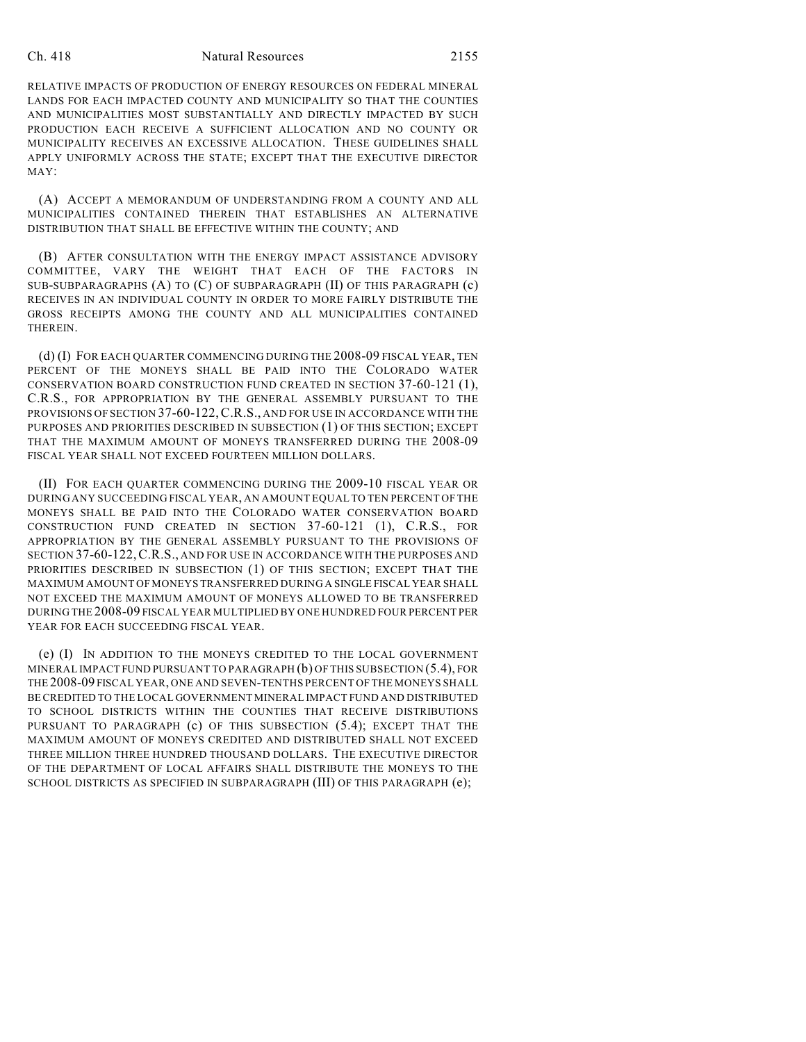RELATIVE IMPACTS OF PRODUCTION OF ENERGY RESOURCES ON FEDERAL MINERAL LANDS FOR EACH IMPACTED COUNTY AND MUNICIPALITY SO THAT THE COUNTIES AND MUNICIPALITIES MOST SUBSTANTIALLY AND DIRECTLY IMPACTED BY SUCH PRODUCTION EACH RECEIVE A SUFFICIENT ALLOCATION AND NO COUNTY OR MUNICIPALITY RECEIVES AN EXCESSIVE ALLOCATION. THESE GUIDELINES SHALL APPLY UNIFORMLY ACROSS THE STATE; EXCEPT THAT THE EXECUTIVE DIRECTOR MAY:

(A) ACCEPT A MEMORANDUM OF UNDERSTANDING FROM A COUNTY AND ALL MUNICIPALITIES CONTAINED THEREIN THAT ESTABLISHES AN ALTERNATIVE DISTRIBUTION THAT SHALL BE EFFECTIVE WITHIN THE COUNTY; AND

(B) AFTER CONSULTATION WITH THE ENERGY IMPACT ASSISTANCE ADVISORY COMMITTEE, VARY THE WEIGHT THAT EACH OF THE FACTORS IN SUB-SUBPARAGRAPHS (A) TO (C) OF SUBPARAGRAPH (II) OF THIS PARAGRAPH (c) RECEIVES IN AN INDIVIDUAL COUNTY IN ORDER TO MORE FAIRLY DISTRIBUTE THE GROSS RECEIPTS AMONG THE COUNTY AND ALL MUNICIPALITIES CONTAINED THEREIN.

(d) (I) FOR EACH QUARTER COMMENCING DURING THE 2008-09 FISCAL YEAR, TEN PERCENT OF THE MONEYS SHALL BE PAID INTO THE COLORADO WATER CONSERVATION BOARD CONSTRUCTION FUND CREATED IN SECTION 37-60-121 (1), C.R.S., FOR APPROPRIATION BY THE GENERAL ASSEMBLY PURSUANT TO THE PROVISIONS OF SECTION 37-60-122, C.R.S., AND FOR USE IN ACCORDANCE WITH THE PURPOSES AND PRIORITIES DESCRIBED IN SUBSECTION (1) OF THIS SECTION; EXCEPT THAT THE MAXIMUM AMOUNT OF MONEYS TRANSFERRED DURING THE 2008-09 FISCAL YEAR SHALL NOT EXCEED FOURTEEN MILLION DOLLARS.

(II) FOR EACH QUARTER COMMENCING DURING THE 2009-10 FISCAL YEAR OR DURING ANY SUCCEEDING FISCAL YEAR, AN AMOUNT EQUAL TO TEN PERCENT OF THE MONEYS SHALL BE PAID INTO THE COLORADO WATER CONSERVATION BOARD CONSTRUCTION FUND CREATED IN SECTION 37-60-121 (1), C.R.S., FOR APPROPRIATION BY THE GENERAL ASSEMBLY PURSUANT TO THE PROVISIONS OF SECTION 37-60-122, C.R.S., AND FOR USE IN ACCORDANCE WITH THE PURPOSES AND PRIORITIES DESCRIBED IN SUBSECTION (1) OF THIS SECTION; EXCEPT THAT THE MAXIMUM AMOUNT OF MONEYS TRANSFERRED DURING A SINGLE FISCAL YEAR SHALL NOT EXCEED THE MAXIMUM AMOUNT OF MONEYS ALLOWED TO BE TRANSFERRED DURING THE 2008-09 FISCAL YEAR MULTIPLIED BY ONE HUNDRED FOUR PERCENT PER YEAR FOR EACH SUCCEEDING FISCAL YEAR.

(e) (I) IN ADDITION TO THE MONEYS CREDITED TO THE LOCAL GOVERNMENT MINERAL IMPACT FUND PURSUANT TO PARAGRAPH (b) OF THIS SUBSECTION (5.4), FOR THE 2008-09 FISCAL YEAR, ONE AND SEVEN-TENTHS PERCENT OF THE MONEYS SHALL BE CREDITED TO THE LOCAL GOVERNMENT MINERAL IMPACT FUND AND DISTRIBUTED TO SCHOOL DISTRICTS WITHIN THE COUNTIES THAT RECEIVE DISTRIBUTIONS PURSUANT TO PARAGRAPH (c) OF THIS SUBSECTION (5.4); EXCEPT THAT THE MAXIMUM AMOUNT OF MONEYS CREDITED AND DISTRIBUTED SHALL NOT EXCEED THREE MILLION THREE HUNDRED THOUSAND DOLLARS. THE EXECUTIVE DIRECTOR OF THE DEPARTMENT OF LOCAL AFFAIRS SHALL DISTRIBUTE THE MONEYS TO THE SCHOOL DISTRICTS AS SPECIFIED IN SUBPARAGRAPH (III) OF THIS PARAGRAPH (e);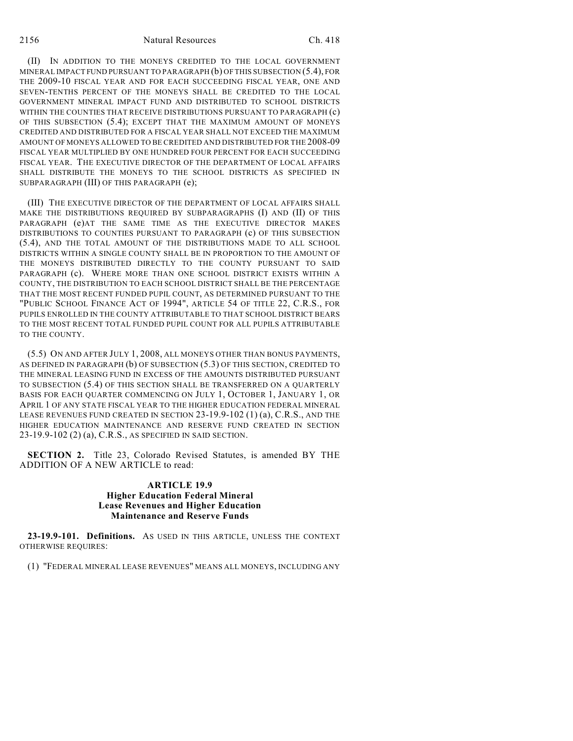(II) IN ADDITION TO THE MONEYS CREDITED TO THE LOCAL GOVERNMENT MINERAL IMPACT FUND PURSUANT TO PARAGRAPH (b) OF THIS SUBSECTION (5.4), FOR THE 2009-10 FISCAL YEAR AND FOR EACH SUCCEEDING FISCAL YEAR, ONE AND SEVEN-TENTHS PERCENT OF THE MONEYS SHALL BE CREDITED TO THE LOCAL GOVERNMENT MINERAL IMPACT FUND AND DISTRIBUTED TO SCHOOL DISTRICTS WITHIN THE COUNTIES THAT RECEIVE DISTRIBUTIONS PURSUANT TO PARAGRAPH (c) OF THIS SUBSECTION (5.4); EXCEPT THAT THE MAXIMUM AMOUNT OF MONEYS CREDITED AND DISTRIBUTED FOR A FISCAL YEAR SHALL NOT EXCEED THE MAXIMUM AMOUNT OF MONEYS ALLOWED TO BE CREDITED AND DISTRIBUTED FOR THE 2008-09 FISCAL YEAR MULTIPLIED BY ONE HUNDRED FOUR PERCENT FOR EACH SUCCEEDING FISCAL YEAR. THE EXECUTIVE DIRECTOR OF THE DEPARTMENT OF LOCAL AFFAIRS SHALL DISTRIBUTE THE MONEYS TO THE SCHOOL DISTRICTS AS SPECIFIED IN SUBPARAGRAPH (III) OF THIS PARAGRAPH (e);

(III) THE EXECUTIVE DIRECTOR OF THE DEPARTMENT OF LOCAL AFFAIRS SHALL MAKE THE DISTRIBUTIONS REQUIRED BY SUBPARAGRAPHS (I) AND (II) OF THIS PARAGRAPH (e)AT THE SAME TIME AS THE EXECUTIVE DIRECTOR MAKES DISTRIBUTIONS TO COUNTIES PURSUANT TO PARAGRAPH (c) OF THIS SUBSECTION (5.4), AND THE TOTAL AMOUNT OF THE DISTRIBUTIONS MADE TO ALL SCHOOL DISTRICTS WITHIN A SINGLE COUNTY SHALL BE IN PROPORTION TO THE AMOUNT OF THE MONEYS DISTRIBUTED DIRECTLY TO THE COUNTY PURSUANT TO SAID PARAGRAPH (c). WHERE MORE THAN ONE SCHOOL DISTRICT EXISTS WITHIN A COUNTY, THE DISTRIBUTION TO EACH SCHOOL DISTRICT SHALL BE THE PERCENTAGE THAT THE MOST RECENT FUNDED PUPIL COUNT, AS DETERMINED PURSUANT TO THE "PUBLIC SCHOOL FINANCE ACT OF 1994", ARTICLE 54 OF TITLE 22, C.R.S., FOR PUPILS ENROLLED IN THE COUNTY ATTRIBUTABLE TO THAT SCHOOL DISTRICT BEARS TO THE MOST RECENT TOTAL FUNDED PUPIL COUNT FOR ALL PUPILS ATTRIBUTABLE TO THE COUNTY.

(5.5) ON AND AFTER JULY 1, 2008, ALL MONEYS OTHER THAN BONUS PAYMENTS, AS DEFINED IN PARAGRAPH (b) OF SUBSECTION (5.3) OF THIS SECTION, CREDITED TO THE MINERAL LEASING FUND IN EXCESS OF THE AMOUNTS DISTRIBUTED PURSUANT TO SUBSECTION (5.4) OF THIS SECTION SHALL BE TRANSFERRED ON A QUARTERLY BASIS FOR EACH QUARTER COMMENCING ON JULY 1, OCTOBER 1, JANUARY 1, OR APRIL 1 OF ANY STATE FISCAL YEAR TO THE HIGHER EDUCATION FEDERAL MINERAL LEASE REVENUES FUND CREATED IN SECTION 23-19.9-102 (1) (a), C.R.S., AND THE HIGHER EDUCATION MAINTENANCE AND RESERVE FUND CREATED IN SECTION 23-19.9-102 (2) (a), C.R.S., AS SPECIFIED IN SAID SECTION.

**SECTION 2.** Title 23, Colorado Revised Statutes, is amended BY THE ADDITION OF A NEW ARTICLE to read:

**ARTICLE 19.9**
**Higher Education Federal Mineral Lease Revenues and Higher Education Maintenance and Reserve Funds**

**23-19.9-101. Definitions.** AS USED IN THIS ARTICLE, UNLESS THE CONTEXT OTHERWISE REQUIRES:

(1) "FEDERAL MINERAL LEASE REVENUES" MEANS ALL MONEYS, INCLUDING ANY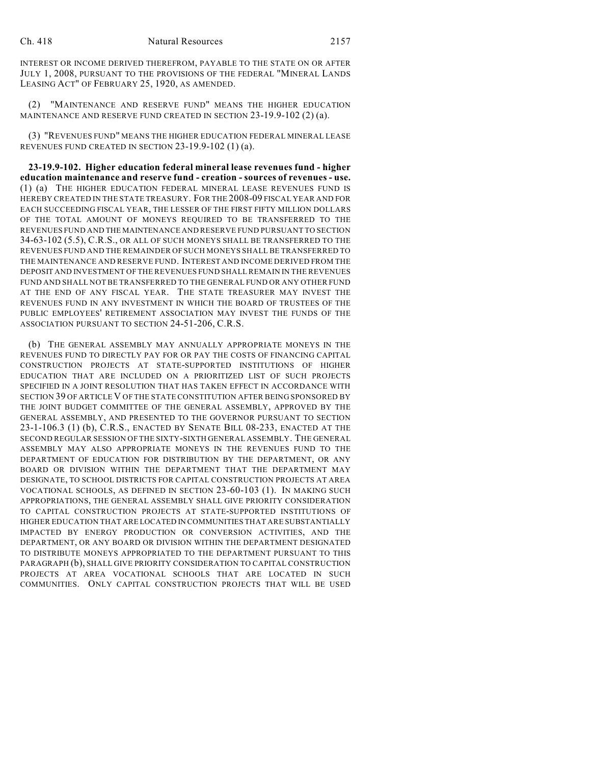INTEREST OR INCOME DERIVED THEREFROM, PAYABLE TO THE STATE ON OR AFTER JULY 1, 2008, PURSUANT TO THE PROVISIONS OF THE FEDERAL "MINERAL LANDS LEASING ACT" OF FEBRUARY 25, 1920, AS AMENDED.

(2) "MAINTENANCE AND RESERVE FUND" MEANS THE HIGHER EDUCATION MAINTENANCE AND RESERVE FUND CREATED IN SECTION 23-19.9-102 (2) (a).

(3) "REVENUES FUND" MEANS THE HIGHER EDUCATION FEDERAL MINERAL LEASE REVENUES FUND CREATED IN SECTION 23-19.9-102 (1) (a).

**23-19.9-102. Higher education federal mineral lease revenues fund - higher education maintenance and reserve fund - creation - sources of revenues - use.** (1) (a) THE HIGHER EDUCATION FEDERAL MINERAL LEASE REVENUES FUND IS HEREBY CREATED IN THE STATE TREASURY. FOR THE 2008-09 FISCAL YEAR AND FOR EACH SUCCEEDING FISCAL YEAR, THE LESSER OF THE FIRST FIFTY MILLION DOLLARS OF THE TOTAL AMOUNT OF MONEYS REQUIRED TO BE TRANSFERRED TO THE REVENUES FUND AND THE MAINTENANCE AND RESERVE FUND PURSUANT TO SECTION 34-63-102 (5.5), C.R.S., OR ALL OF SUCH MONEYS SHALL BE TRANSFERRED TO THE REVENUES FUND AND THE REMAINDER OF SUCH MONEYS SHALL BE TRANSFERRED TO THE MAINTENANCE AND RESERVE FUND. INTEREST AND INCOME DERIVED FROM THE DEPOSIT AND INVESTMENT OF THE REVENUES FUND SHALL REMAIN IN THE REVENUES FUND AND SHALL NOT BE TRANSFERRED TO THE GENERAL FUND OR ANY OTHER FUND AT THE END OF ANY FISCAL YEAR. THE STATE TREASURER MAY INVEST THE REVENUES FUND IN ANY INVESTMENT IN WHICH THE BOARD OF TRUSTEES OF THE PUBLIC EMPLOYEES' RETIREMENT ASSOCIATION MAY INVEST THE FUNDS OF THE ASSOCIATION PURSUANT TO SECTION 24-51-206, C.R.S.

(b) THE GENERAL ASSEMBLY MAY ANNUALLY APPROPRIATE MONEYS IN THE REVENUES FUND TO DIRECTLY PAY FOR OR PAY THE COSTS OF FINANCING CAPITAL CONSTRUCTION PROJECTS AT STATE-SUPPORTED INSTITUTIONS OF HIGHER EDUCATION THAT ARE INCLUDED ON A PRIORITIZED LIST OF SUCH PROJECTS SPECIFIED IN A JOINT RESOLUTION THAT HAS TAKEN EFFECT IN ACCORDANCE WITH SECTION 39 OF ARTICLE V OF THE STATE CONSTITUTION AFTER BEING SPONSORED BY THE JOINT BUDGET COMMITTEE OF THE GENERAL ASSEMBLY, APPROVED BY THE GENERAL ASSEMBLY, AND PRESENTED TO THE GOVERNOR PURSUANT TO SECTION 23-1-106.3 (1) (b), C.R.S., ENACTED BY SENATE BILL 08-233, ENACTED AT THE SECOND REGULAR SESSION OF THE SIXTY-SIXTH GENERAL ASSEMBLY. THE GENERAL ASSEMBLY MAY ALSO APPROPRIATE MONEYS IN THE REVENUES FUND TO THE DEPARTMENT OF EDUCATION FOR DISTRIBUTION BY THE DEPARTMENT, OR ANY BOARD OR DIVISION WITHIN THE DEPARTMENT THAT THE DEPARTMENT MAY DESIGNATE, TO SCHOOL DISTRICTS FOR CAPITAL CONSTRUCTION PROJECTS AT AREA VOCATIONAL SCHOOLS, AS DEFINED IN SECTION 23-60-103 (1). IN MAKING SUCH APPROPRIATIONS, THE GENERAL ASSEMBLY SHALL GIVE PRIORITY CONSIDERATION TO CAPITAL CONSTRUCTION PROJECTS AT STATE-SUPPORTED INSTITUTIONS OF HIGHER EDUCATION THAT ARE LOCATED IN COMMUNITIES THAT ARE SUBSTANTIALLY IMPACTED BY ENERGY PRODUCTION OR CONVERSION ACTIVITIES, AND THE DEPARTMENT, OR ANY BOARD OR DIVISION WITHIN THE DEPARTMENT DESIGNATED TO DISTRIBUTE MONEYS APPROPRIATED TO THE DEPARTMENT PURSUANT TO THIS PARAGRAPH (b), SHALL GIVE PRIORITY CONSIDERATION TO CAPITAL CONSTRUCTION PROJECTS AT AREA VOCATIONAL SCHOOLS THAT ARE LOCATED IN SUCH COMMUNITIES. ONLY CAPITAL CONSTRUCTION PROJECTS THAT WILL BE USED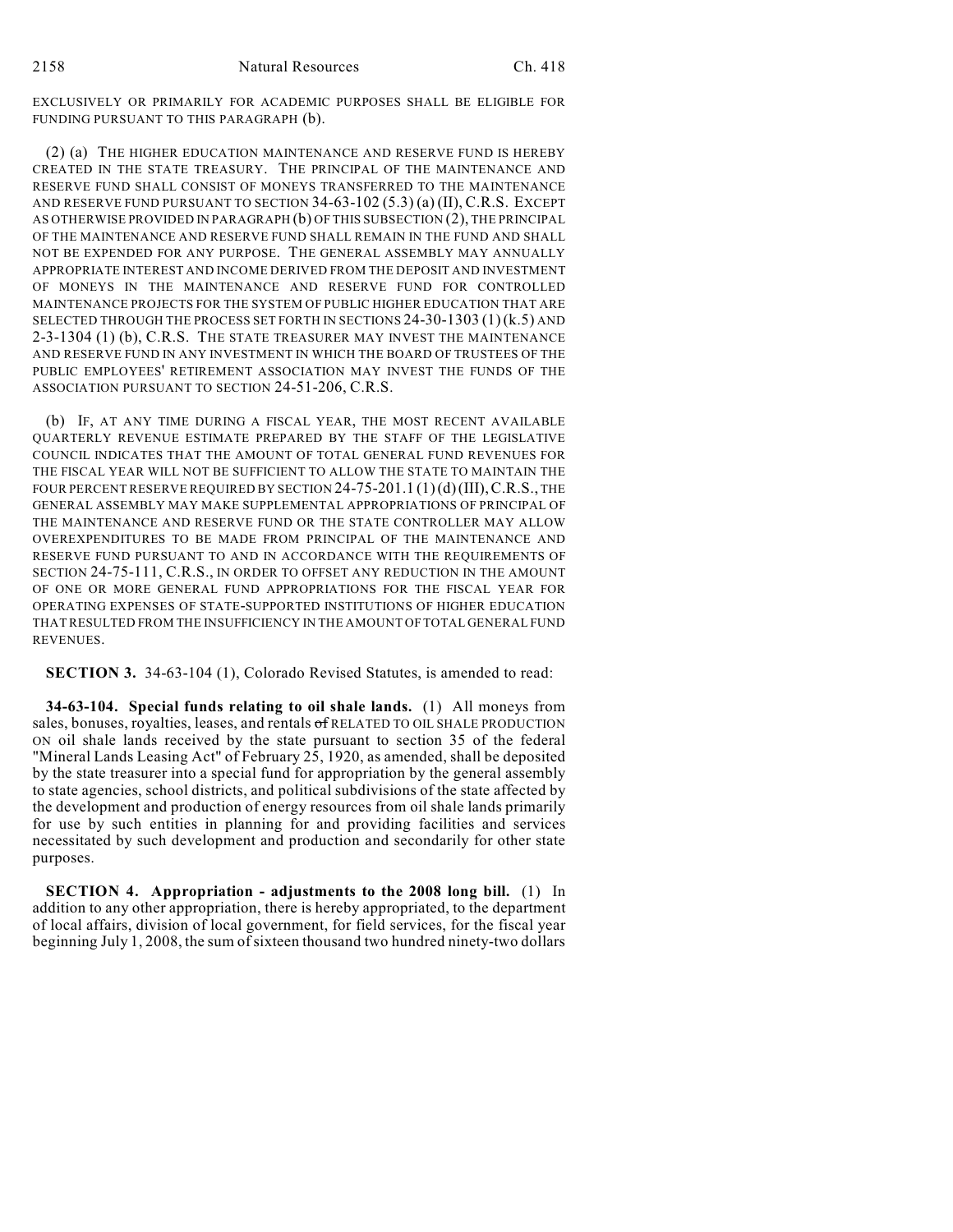EXCLUSIVELY OR PRIMARILY FOR ACADEMIC PURPOSES SHALL BE ELIGIBLE FOR FUNDING PURSUANT TO THIS PARAGRAPH (b).

(2) (a) THE HIGHER EDUCATION MAINTENANCE AND RESERVE FUND IS HEREBY CREATED IN THE STATE TREASURY. THE PRINCIPAL OF THE MAINTENANCE AND RESERVE FUND SHALL CONSIST OF MONEYS TRANSFERRED TO THE MAINTENANCE AND RESERVE FUND PURSUANT TO SECTION 34-63-102 (5.3) (a) (II), C.R.S. EXCEPT AS OTHERWISE PROVIDED IN PARAGRAPH (b) OF THIS SUBSECTION (2), THE PRINCIPAL OF THE MAINTENANCE AND RESERVE FUND SHALL REMAIN IN THE FUND AND SHALL NOT BE EXPENDED FOR ANY PURPOSE. THE GENERAL ASSEMBLY MAY ANNUALLY APPROPRIATE INTEREST AND INCOME DERIVED FROM THE DEPOSIT AND INVESTMENT OF MONEYS IN THE MAINTENANCE AND RESERVE FUND FOR CONTROLLED MAINTENANCE PROJECTS FOR THE SYSTEM OF PUBLIC HIGHER EDUCATION THAT ARE SELECTED THROUGH THE PROCESS SET FORTH IN SECTIONS 24-30-1303 (1) (k.5) AND 2-3-1304 (1) (b), C.R.S. THE STATE TREASURER MAY INVEST THE MAINTENANCE AND RESERVE FUND IN ANY INVESTMENT IN WHICH THE BOARD OF TRUSTEES OF THE PUBLIC EMPLOYEES' RETIREMENT ASSOCIATION MAY INVEST THE FUNDS OF THE ASSOCIATION PURSUANT TO SECTION 24-51-206, C.R.S.

(b) IF, AT ANY TIME DURING A FISCAL YEAR, THE MOST RECENT AVAILABLE QUARTERLY REVENUE ESTIMATE PREPARED BY THE STAFF OF THE LEGISLATIVE COUNCIL INDICATES THAT THE AMOUNT OF TOTAL GENERAL FUND REVENUES FOR THE FISCAL YEAR WILL NOT BE SUFFICIENT TO ALLOW THE STATE TO MAINTAIN THE FOUR PERCENT RESERVE REQUIRED BY SECTION 24-75-201.1 (1) (d) (III), C.R.S., THE GENERAL ASSEMBLY MAY MAKE SUPPLEMENTAL APPROPRIATIONS OF PRINCIPAL OF THE MAINTENANCE AND RESERVE FUND OR THE STATE CONTROLLER MAY ALLOW OVEREXPENDITURES TO BE MADE FROM PRINCIPAL OF THE MAINTENANCE AND RESERVE FUND PURSUANT TO AND IN ACCORDANCE WITH THE REQUIREMENTS OF SECTION 24-75-111, C.R.S., IN ORDER TO OFFSET ANY REDUCTION IN THE AMOUNT OF ONE OR MORE GENERAL FUND APPROPRIATIONS FOR THE FISCAL YEAR FOR OPERATING EXPENSES OF STATE-SUPPORTED INSTITUTIONS OF HIGHER EDUCATION THAT RESULTED FROM THE INSUFFICIENCY IN THE AMOUNT OF TOTAL GENERAL FUND REVENUES.

**SECTION 3.** 34-63-104 (1), Colorado Revised Statutes, is amended to read:

**34-63-104. Special funds relating to oil shale lands.** (1) All moneys from sales, bonuses, royalties, leases, and rentals ~~of~~ RELATED TO OIL SHALE PRODUCTION ON oil shale lands received by the state pursuant to section 35 of the federal "Mineral Lands Leasing Act" of February 25, 1920, as amended, shall be deposited by the state treasurer into a special fund for appropriation by the general assembly to state agencies, school districts, and political subdivisions of the state affected by the development and production of energy resources from oil shale lands primarily for use by such entities in planning for and providing facilities and services necessitated by such development and production and secondarily for other state purposes.

**SECTION 4. Appropriation - adjustments to the 2008 long bill.** (1) In addition to any other appropriation, there is hereby appropriated, to the department of local affairs, division of local government, for field services, for the fiscal year beginning July 1, 2008, the sum of sixteen thousand two hundred ninety-two dollars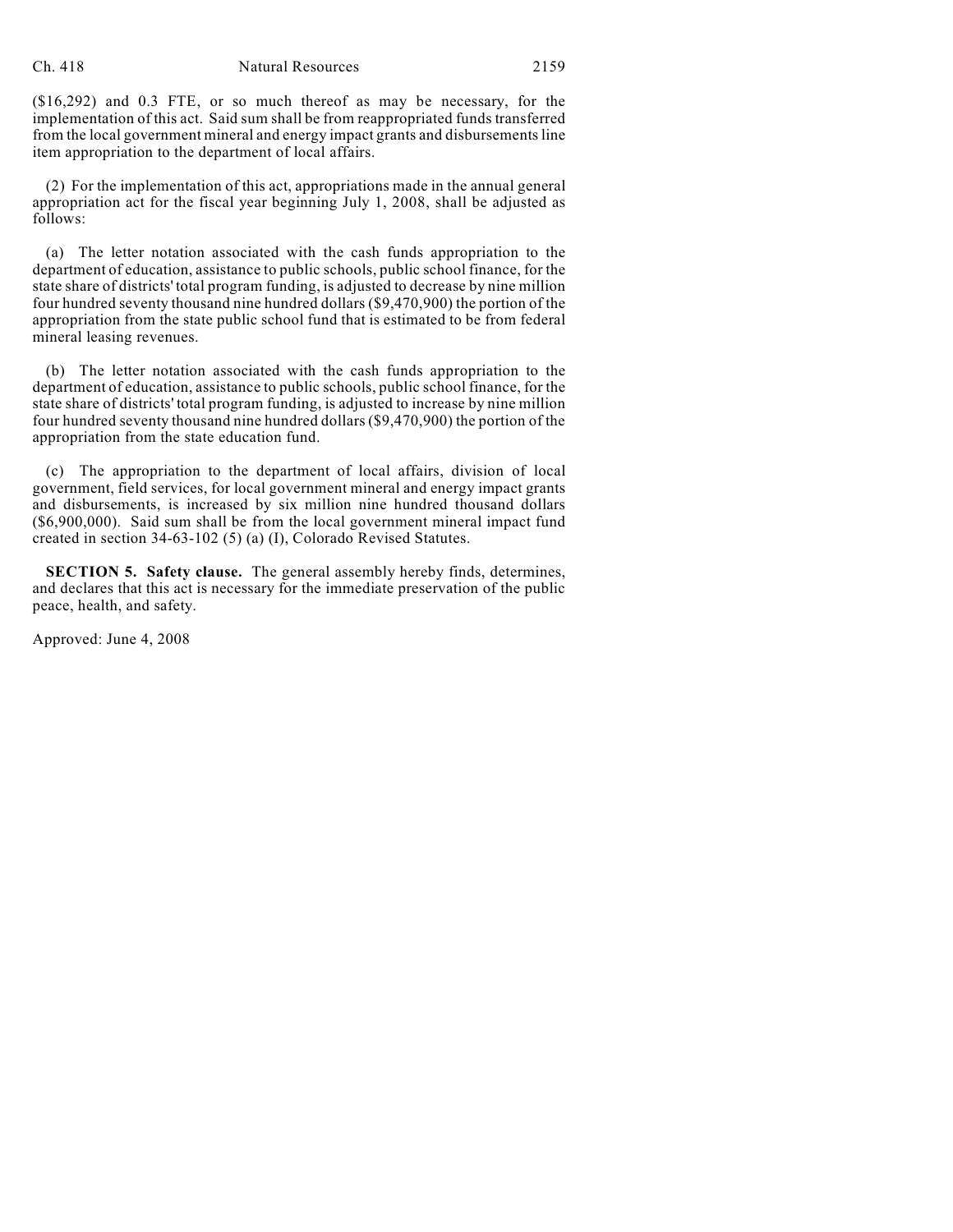($16,292) and 0.3 FTE, or so much thereof as may be necessary, for the implementation of this act. Said sum shall be from reappropriated funds transferred from the local government mineral and energy impact grants and disbursements line item appropriation to the department of local affairs.

(2) For the implementation of this act, appropriations made in the annual general appropriation act for the fiscal year beginning July 1, 2008, shall be adjusted as follows:

(a) The letter notation associated with the cash funds appropriation to the department of education, assistance to public schools, public school finance, for the state share of districts' total program funding, is adjusted to decrease by nine million four hundred seventy thousand nine hundred dollars ($9,470,900) the portion of the appropriation from the state public school fund that is estimated to be from federal mineral leasing revenues.

(b) The letter notation associated with the cash funds appropriation to the department of education, assistance to public schools, public school finance, for the state share of districts' total program funding, is adjusted to increase by nine million four hundred seventy thousand nine hundred dollars ($9,470,900) the portion of the appropriation from the state education fund.

(c) The appropriation to the department of local affairs, division of local government, field services, for local government mineral and energy impact grants and disbursements, is increased by six million nine hundred thousand dollars ($6,900,000). Said sum shall be from the local government mineral impact fund created in section 34-63-102 (5) (a) (I), Colorado Revised Statutes.

**SECTION 5. Safety clause.** The general assembly hereby finds, determines, and declares that this act is necessary for the immediate preservation of the public peace, health, and safety.

Approved: June 4, 2008